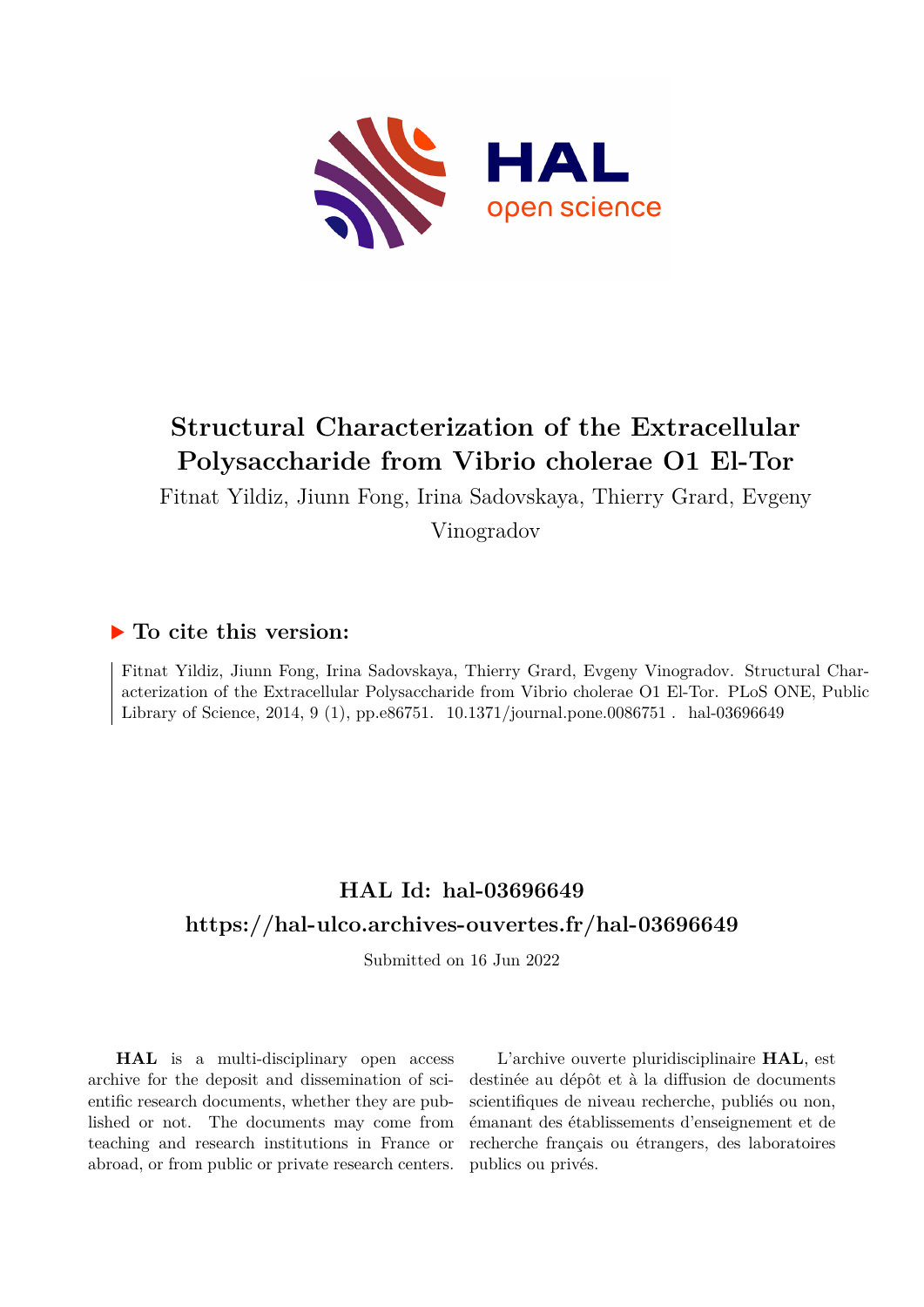# Structural Characterization of the Extracellular Polysaccharide from Vibrio cholerae O1 El-Tor

Fitnat Yildiz, Jiunn Fong, Irina Sadovskaya, Thierry Grard, Evgeny Vinogradov

## ▶ To cite this version:

Fitnat Yildiz, Jiunn Fong, Irina Sadovskaya, Thierry Grard, Evgeny Vinogradov. Structural Characterization of the Extracellular Polysaccharide from Vibrio cholerae O1 El-Tor. PLoS ONE, Public Library of Science, 2014, 9 (1), pp.e86751. 10.1371/journal.pone.0086751. hal-03696649

## HAL Id: hal-03696649

## https://hal-ulco.archives-ouvertes.fr/hal-03696649

Submitted on 16 Jun 2022

**HAL** is a multi-disciplinary open access archive for the deposit and dissemination of scientific research documents, whether they are published or not. The documents may come from teaching and research institutions in France or abroad, or from public or private research centers.

L'archive ouverte pluridisciplinaire **HAL**, est destinée au dépôt et à la diffusion de documents scientifiques de niveau recherche, publiés ou non, émanant des établissements d'enseignement et de recherche français ou étrangers, des laboratoires publics ou privés.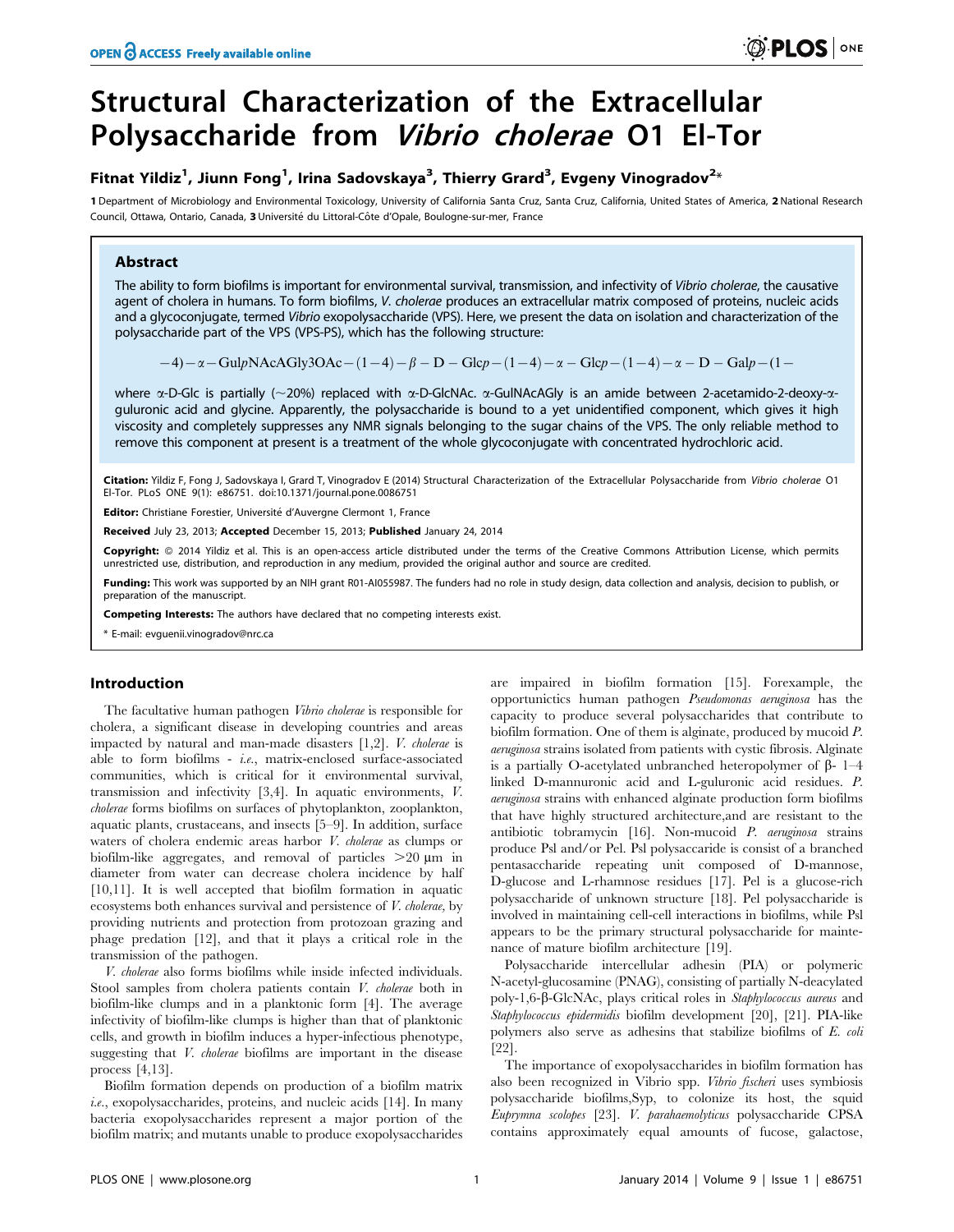# Structural Characterization of the Extracellular Polysaccharide from *Vibrio cholerae* O1 El-Tor

**Fitnat Yildiz[1], Jiunn Fong[1], Irina Sadovskaya[3], Thierry Grard[3], Evgeny Vinogradov[2]***

**1** Department of Microbiology and Environmental Toxicology, University of California Santa Cruz, Santa Cruz, California, United States of America, **2** National Research Council, Ottawa, Ontario, Canada, **3** Université du Littoral-Côte d'Opale, Boulogne-sur-mer, France

## Abstract

The ability to form biofilms is important for environmental survival, transmission, and infectivity of *Vibrio cholerae*, the causative agent of cholera in humans. To form biofilms, *V. cholerae* produces an extracellular matrix composed of proteins, nucleic acids and a glycoconjugate, termed *Vibrio* exopolysaccharide (VPS). Here, we present the data on isolation and characterization of the polysaccharide part of the VPS (VPS-PS), which has the following structure:

$$-4)-\alpha-\mathrm{Gul}p\mathrm{NAcAGly3OAc}-(1-4)-\beta-\mathrm{D}-\mathrm{Glc}p-(1-4)-\alpha-\mathrm{Glc}p-(1-4)-\alpha-\mathrm{D}-\mathrm{Gal}p-(1-$$

where α-D-Glc is partially (~20%) replaced with α-D-GlcNAc. α-GulNAcAGly is an amide between 2-acetamido-2-deoxy-α-guluronic acid and glycine. Apparently, the polysaccharide is bound to a yet unidentified component, which gives it high viscosity and completely suppresses any NMR signals belonging to the sugar chains of the VPS. The only reliable method to remove this component at present is a treatment of the whole glycoconjugate with concentrated hydrochloric acid.

**Citation:** Yildiz F, Fong J, Sadovskaya I, Grard T, Vinogradov E (2014) Structural Characterization of the Extracellular Polysaccharide from *Vibrio cholerae* O1 El-Tor. PLoS ONE 9(1): e86751. doi:10.1371/journal.pone.0086751

**Editor:** Christiane Forestier, Université d'Auvergne Clermont 1, France

**Received** July 23, 2013; **Accepted** December 15, 2013; **Published** January 24, 2014

**Copyright:** © 2014 Yildiz et al. This is an open-access article distributed under the terms of the Creative Commons Attribution License, which permits unrestricted use, distribution, and reproduction in any medium, provided the original author and source are credited.

**Funding:** This work was supported by an NIH grant R01-AI055987. The funders had no role in study design, data collection and analysis, decision to publish, or preparation of the manuscript.

**Competing Interests:** The authors have declared that no competing interests exist.

\* E-mail: evguenii.vinogradov@nrc.ca

## Introduction

The facultative human pathogen *Vibrio cholerae* is responsible for cholera, a significant disease in developing countries and areas impacted by natural and man-made disasters [1,2]. *V. cholerae* is able to form biofilms - *i.e.*, matrix-enclosed surface-associated communities, which is critical for it environmental survival, transmission and infectivity [3,4]. In aquatic environments, *V. cholerae* forms biofilms on surfaces of phytoplankton, zooplankton, aquatic plants, crustaceans, and insects [5–9]. In addition, surface waters of cholera endemic areas harbor *V. cholerae* as clumps or biofilm-like aggregates, and removal of particles >20 µm in diameter from water can decrease cholera incidence by half [10,11]. It is well accepted that biofilm formation in aquatic ecosystems both enhances survival and persistence of *V. cholerae,* by providing nutrients and protection from protozoan grazing and phage predation [12], and that it plays a critical role in the transmission of the pathogen.

*V. cholerae* also forms biofilms while inside infected individuals. Stool samples from cholera patients contain *V. cholerae* both in biofilm-like clumps and in a planktonic form [4]. The average infectivity of biofilm-like clumps is higher than that of planktonic cells, and growth in biofilm induces a hyper-infectious phenotype, suggesting that *V. cholerae* biofilms are important in the disease process [4,13].

Biofilm formation depends on production of a biofilm matrix *i.e.*, exopolysaccharides, proteins, and nucleic acids [14]. In many bacteria exopolysaccharides represent a major portion of the biofilm matrix; and mutants unable to produce exopolysaccharides are impaired in biofilm formation [15]. Forexample, the opportunictics human pathogen *Pseudomonas aeruginosa* has the capacity to produce several polysaccharides that contribute to biofilm formation. One of them is alginate, produced by mucoid *P. aeruginosa* strains isolated from patients with cystic fibrosis. Alginate is a partially O-acetylated unbranched heteropolymer of β- 1–4 linked D-mannuronic acid and L-guluronic acid residues. *P. aeruginosa* strains with enhanced alginate production form biofilms that have highly structured architecture,and are resistant to the antibiotic tobramycin [16]. Non-mucoid *P. aeruginosa* strains produce Psl and/or Pel. Psl polysaccaride is consist of a branched pentasaccharide repeating unit composed of D-mannose, D-glucose and L-rhamnose residues [17]. Pel is a glucose-rich polysaccharide of unknown structure [18]. Pel polysaccharide is involved in maintaining cell-cell interactions in biofilms, while Psl appears to be the primary structural polysaccharide for maintenance of mature biofilm architecture [19].

Polysaccharide intercellular adhesin (PIA) or polymeric N-acetyl-glucosamine (PNAG), consisting of partially N-deacylated poly-1,6-β-GlcNAc, plays critical roles in *Staphylococcus aureus* and *Staphylococcus epidermidis* biofilm development [20], [21]. PIA-like polymers also serve as adhesins that stabilize biofilms of *E. coli* [22].

The importance of exopolysaccharides in biofilm formation has also been recognized in Vibrio spp. *Vibrio fischeri* uses symbiosis polysaccharide biofilms,Syp, to colonize its host, the squid *Euprymna scolopes* [23]. *V. parahaemolyticus* polysaccharide CPSA contains approximately equal amounts of fucose, galactose,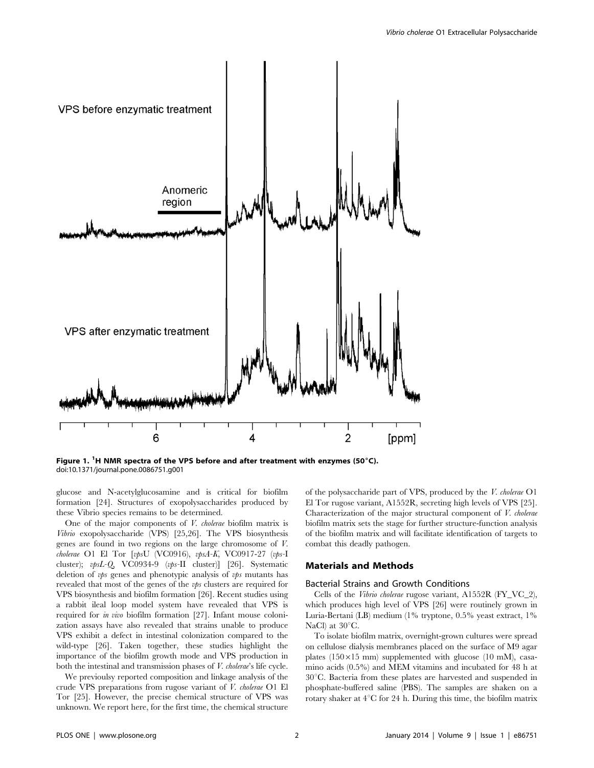**Figure 1. [1]H NMR spectra of the VPS before and after treatment with enzymes (50°C).**
doi:10.1371/journal.pone.0086751.g001

glucose and N-acetylglucosamine and is critical for biofilm formation [24]. Structures of exopolysaccharides produced by these Vibrio species remains to be determined.

One of the major components of *V. cholerae* biofilm matrix is *Vibrio* exopolysaccharide (VPS) [25,26]. The VPS biosynthesis genes are found in two regions on the large chromosome of *V. cholerae* O1 El Tor [*vps*U (VC0916), *vpsA-K*, VC0917-27 (*vps*-I cluster); *vpsL-Q*, VC0934-9 (*vps*-II cluster)] [26]. Systematic deletion of *vps* genes and phenotypic analysis of *vps* mutants has revealed that most of the genes of the *vps* clusters are required for VPS biosynthesis and biofilm formation [26]. Recent studies using a rabbit ileal loop model system have revealed that VPS is required for *in vivo* biofilm formation [27]. Infant mouse colonization assays have also revealed that strains unable to produce VPS exhibit a defect in intestinal colonization compared to the wild-type [26]. Taken together, these studies highlight the importance of the biofilm growth mode and VPS production in both the intestinal and transmission phases of *V. cholerae*'s life cycle.

We previoulsy reported composition and linkage analysis of the crude VPS preparations from rugose variant of *V. cholerae* O1 El Tor [25]. However, the precise chemical structure of VPS was unknown. We report here, for the first time, the chemical structure of the polysaccharide part of VPS, produced by the *V. cholerae* O1 El Tor rugose variant, A1552R, secreting high levels of VPS [25]. Characterization of the major structural component of *V. cholerae* biofilm matrix sets the stage for further structure-function analysis of the biofilm matrix and will facilitate identification of targets to combat this deadly pathogen.

## Materials and Methods

### Bacterial Strains and Growth Conditions

Cells of the *Vibrio cholerae* rugose variant, A1552R (FY_VC_2), which produces high level of VPS [26] were routinely grown in Luria-Bertani (LB) medium (1% tryptone, 0.5% yeast extract, 1% NaCl) at 30°C.

To isolate biofilm matrix, overnight-grown cultures were spread on cellulose dialysis membranes placed on the surface of M9 agar plates (150×15 mm) supplemented with glucose (10 mM), casamino acids (0.5%) and MEM vitamins and incubated for 48 h at 30°C. Bacteria from these plates are harvested and suspended in phosphate-buffered saline (PBS). The samples are shaken on a rotary shaker at 4°C for 24 h. During this time, the biofilm matrix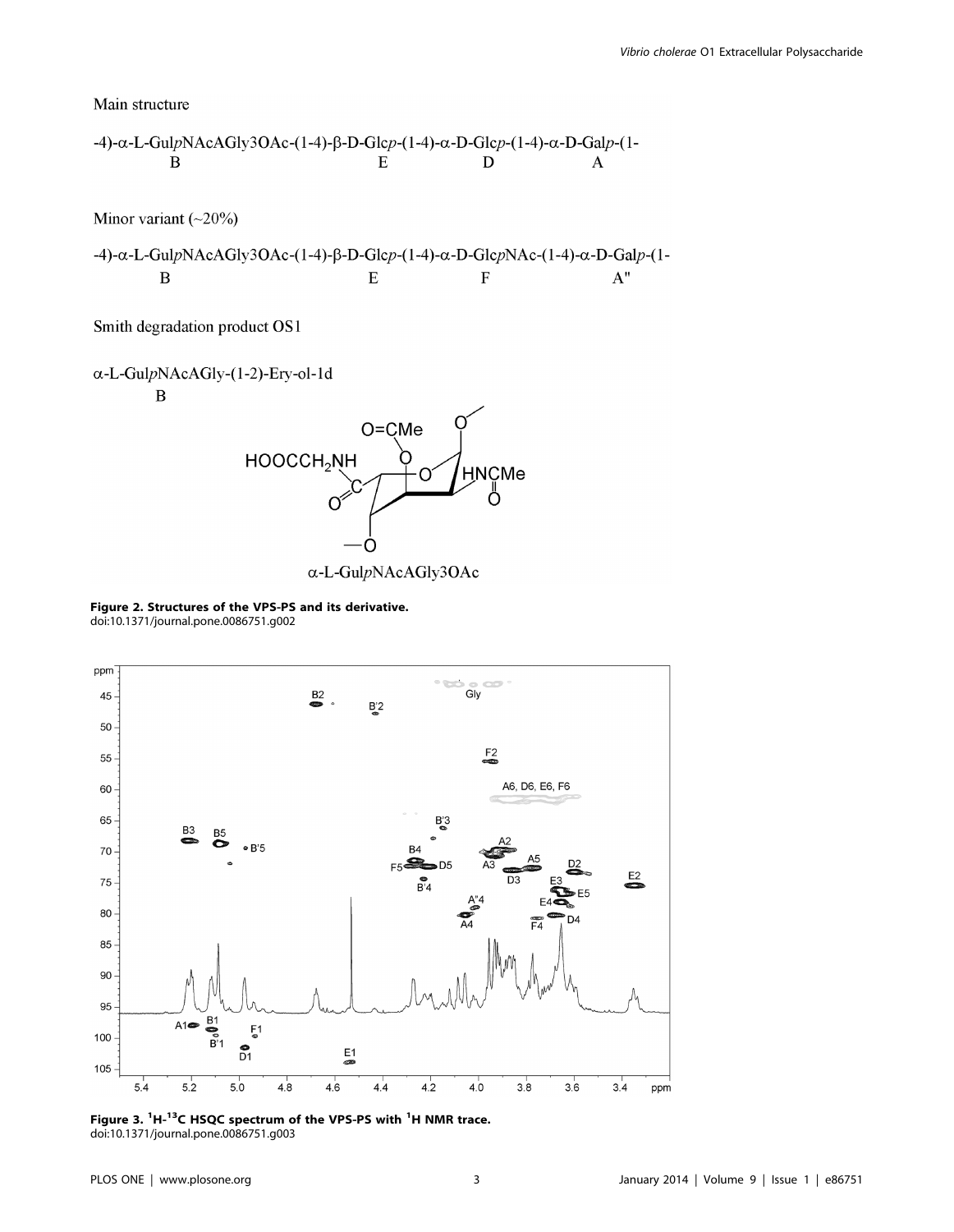Main structure

-4)-α-L-Gul*p*NAcAGly3OAc-(1-4)-β-D-Glc*p*-(1-4)-α-D-Glc*p*-(1-4)-α-D-Gal*p*-(1-
B E D A

Minor variant (~20%)

-4)-α-L-Gul*p*NAcAGly3OAc-(1-4)-β-D-Glc*p*-(1-4)-α-D-Glc*p*NAc-(1-4)-α-D-Gal*p*-(1-
B E F A"

Smith degradation product OS1

α-L-Gul*p*NAcAGly-(1-2)-Ery-ol-1d
B

α-L-Gul*p*NAcAGly3OAc

**Figure 2. Structures of the VPS-PS and its derivative.**
doi:10.1371/journal.pone.0086751.g002

**Figure 3. $^{1}$H-$^{13}$C HSQC spectrum of the VPS-PS with $^{1}$H NMR trace.**
doi:10.1371/journal.pone.0086751.g003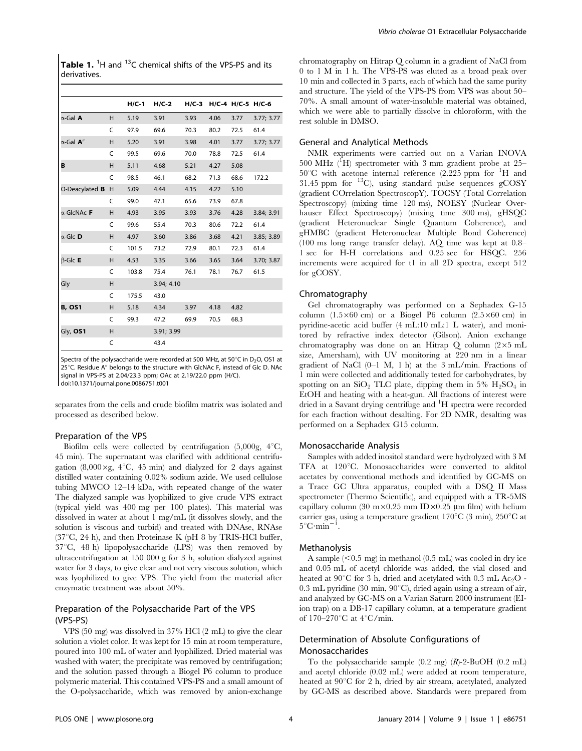**Table 1.** $^{1}H$ and $^{13}C$ chemical shifts of the VPS-PS and its derivatives.

| | | H/C-1 | H/C-2 | H/C-3 | H/C-4 | H/C-5 | H/C-6 |
|---|---|---|---|---|---|---|---|
| α-Gal **A** | H | 5.19 | 3.91 | 3.93 | 4.06 | 3.77 | 3.77; 3.77 |
| | C | 97.9 | 69.6 | 70.3 | 80.2 | 72.5 | 61.4 |
| α-Gal **A″** | H | 5.20 | 3.91 | 3.98 | 4.01 | 3.77 | 3.77; 3.77 |
| | C | 99.5 | 69.6 | 70.0 | 78.8 | 72.5 | 61.4 |
| **B** | H | 5.11 | 4.68 | 5.21 | 4.27 | 5.08 | |
| | C | 98.5 | 46.1 | 68.2 | 71.3 | 68.6 | 172.2 |
| O-Deacylated **B** | H | 5.09 | 4.44 | 4.15 | 4.22 | 5.10 | |
| | C | 99.0 | 47.1 | 65.6 | 73.9 | 67.8 | |
| α-GlcNAc **F** | H | 4.93 | 3.95 | 3.93 | 3.76 | 4.28 | 3.84; 3.91 |
| | C | 99.6 | 55.4 | 70.3 | 80.6 | 72.2 | 61.4 |
| α-Glc **D** | H | 4.97 | 3.60 | 3.86 | 3.68 | 4.21 | 3.85; 3.89 |
| | C | 101.5 | 73.2 | 72.9 | 80.1 | 72.3 | 61.4 |
| β-Glc **E** | H | 4.53 | 3.35 | 3.66 | 3.65 | 3.64 | 3.70; 3.87 |
| | C | 103.8 | 75.4 | 76.1 | 78.1 | 76.7 | 61.5 |
| Gly | H | | 3.94; 4.10 | | | | |
| | C | 175.5 | 43.0 | | | | |
| **B, OS1** | H | 5.18 | 4.34 | 3.97 | 4.18 | 4.82 | |
| | C | 99.3 | 47.2 | 69.9 | 70.5 | 68.3 | |
| Gly, **OS1** | H | | 3.91; 3.99 | | | | |
| | C | | 43.4 | | | | |

Spectra of the polysaccharide were recorded at 500 MHz, at 50°C in $D_2O$, OS1 at 25°C. Residue A″ belongs to the structure with GlcNAc F, instead of Glc D. NAc signal in VPS-PS at 2.04/23.3 ppm; OAc at 2.19/22.0 ppm (H/C).
doi:10.1371/journal.pone.0086751.t001

separates from the cells and crude biofilm matrix was isolated and processed as described below.

### Preparation of the VPS

Biofilm cells were collected by centrifugation (5,000g, 4°C, 45 min). The supernatant was clarified with additional centrifugation (8,000×g, 4°C, 45 min) and dialyzed for 2 days against distilled water containing 0.02% sodium azide. We used cellulose tubing MWCO 12–14 kDa, with repeated change of the water The dialyzed sample was lyophilized to give crude VPS extract (typical yield was 400 mg per 100 plates). This material was dissolved in water at about 1 mg/mL (it dissolves slowly, and the solution is viscous and turbid) and treated with DNAse, RNAse (37°C, 24 h), and then Proteinase K (pH 8 by TRIS-HCl buffer, 37°C, 48 h) lipopolysaccharide (LPS) was then removed by ultracentrifugation at 150 000 g for 3 h, solution dialyzed against water for 3 days, to give clear and not very viscous solution, which was lyophilized to give VPS. The yield from the material after enzymatic treatment was about 50%.

### Preparation of the Polysaccharide Part of the VPS (VPS-PS)

VPS (50 mg) was dissolved in 37% HCl (2 mL) to give the clear solution a violet color. It was kept for 15 min at room temperature, poured into 100 mL of water and lyophilized. Dried material was washed with water; the precipitate was removed by centrifugation; and the solution passed through a Biogel P6 column to produce polymeric material. This contained VPS-PS and a small amount of the O-polysaccharide, which was removed by anion-exchange chromatography on Hitrap Q column in a gradient of NaCl from 0 to 1 M in 1 h. The VPS-PS was eluted as a broad peak over 10 min and collected in 3 parts, each of which had the same purity and structure. The yield of the VPS-PS from VPS was about 50–70%. A small amount of water-insoluble material was obtained, which we were able to partially dissolve in chloroform, with the rest soluble in DMSO.

### General and Analytical Methods

NMR experiments were carried out on a Varian INOVA 500 MHz ($^{1}H$) spectrometer with 3 mm gradient probe at 25–50°C with acetone internal reference (2.225 ppm for $^{1}H$ and 31.45 ppm for $^{13}C$), using standard pulse sequences gCOSY (gradient COrrelation SpectroscopY), TOCSY (Total Correlation Spectroscopy) (mixing time 120 ms), NOESY (Nuclear Overhauser Effect Spectroscopy) (mixing time 300 ms), gHSQC (gradient Heteronuclear Single Quantum Coherence), and gHMBC (gradient Heteronuclear Multiple Bond Coherence) (100 ms long range transfer delay). AQ time was kept at 0.8–1 sec for H-H correlations and 0.25 sec for HSQC. 256 increments were acquired for t1 in all 2D spectra, except 512 for gCOSY.

### Chromatography

Gel chromatography was performed on a Sephadex G-15 column (1.5×60 cm) or a Biogel P6 column (2.5×60 cm) in pyridine-acetic acid buffer (4 mL:10 mL:1 L water), and monitored by refractive index detector (Gilson). Anion exchange chromatography was done on an Hitrap Q column (2×5 mL size, Amersham), with UV monitoring at 220 nm in a linear gradient of NaCl (0–1 M, 1 h) at the 3 mL/min. Fractions of 1 min were collected and additionally tested for carbohydrates, by spotting on an $SiO_2$ TLC plate, dipping them in 5% $H_2SO_4$ in EtOH and heating with a heat-gun. All fractions of interest were dried in a Savant drying centrifuge and $^{1}H$ spectra were recorded for each fraction without desalting. For 2D NMR, desalting was performed on a Sephadex G15 column.

### Monosaccharide Analysis

Samples with added inositol standard were hydrolyzed with 3 M TFA at 120°C. Monosaccharides were converted to alditol acetates by conventional methods and identified by GC-MS on a Trace GC Ultra apparatus, coupled with a DSQ II Mass spectrometer (Thermo Scientific), and equipped with a TR-5MS capillary column (30 m×0.25 mm ID×0.25 μm film) with helium carrier gas, using a temperature gradient 170°C (3 min), 250°C at $5°C \cdot min^{-1}$.

### Methanolysis

A sample (<0.5 mg) in methanol (0.5 mL) was cooled in dry ice and 0.05 mL of acetyl chloride was added, the vial closed and heated at 90°C for 3 h, dried and acetylated with 0.3 mL $Ac_2O$ - 0.3 mL pyridine (30 min, 90°C), dried again using a stream of air, and analyzed by GC-MS on a Varian Saturn 2000 instrument (EI-ion trap) on a DB-17 capillary column, at a temperature gradient of 170–270°C at 4°C/min.

### Determination of Absolute Configurations of Monosaccharides

To the polysaccharide sample (0.2 mg) (*R*)-2-BuOH (0.2 mL) and acetyl chloride (0.02 mL) were added at room temperature, heated at 90°C for 2 h, dried by air stream, acetylated, analyzed by GC-MS as described above. Standards were prepared from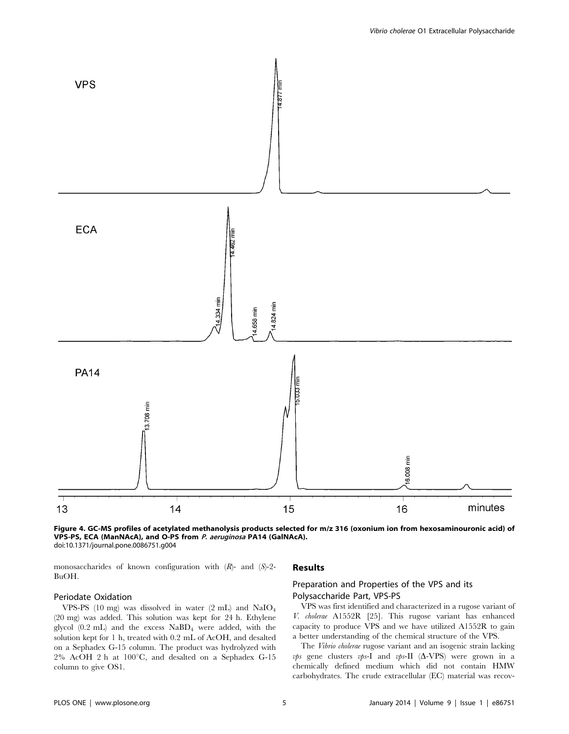**Figure 4. GC-MS profiles of acetylated methanolysis products selected for m/z 316 (oxonium ion from hexosaminouronic acid) of VPS-PS, ECA (ManNAcA), and O-PS from *P. aeruginosa* PA14 (GalNAcA).**
doi:10.1371/journal.pone.0086751.g004

monosaccharides of known configuration with (*R*)- and (*S*)-2-BuOH.

### Periodate Oxidation

VPS-PS (10 mg) was dissolved in water (2 mL) and $NaIO_4$ (20 mg) was added. This solution was kept for 24 h. Ethylene glycol (0.2 mL) and the excess $NaBD_4$ were added, with the solution kept for 1 h, treated with 0.2 mL of AcOH, and desalted on a Sephadex G-15 column. The product was hydrolyzed with 2% AcOH 2 h at 100°C, and desalted on a Sephadex G-15 column to give OS1.

## Results

### Preparation and Properties of the VPS and its Polysaccharide Part, VPS-PS

VPS was first identified and characterized in a rugose variant of *V. cholerae* A1552R [25]. This rugose variant has enhanced capacity to produce VPS and we have utilized A1552R to gain a better understanding of the chemical structure of the VPS.

The *Vibrio cholerae* rugose variant and an isogenic strain lacking *vps* gene clusters *vps*-I and *vps*-II (Δ-VPS) were grown in a chemically defined medium which did not contain HMW carbohydrates. The crude extracellular (EC) material was recov-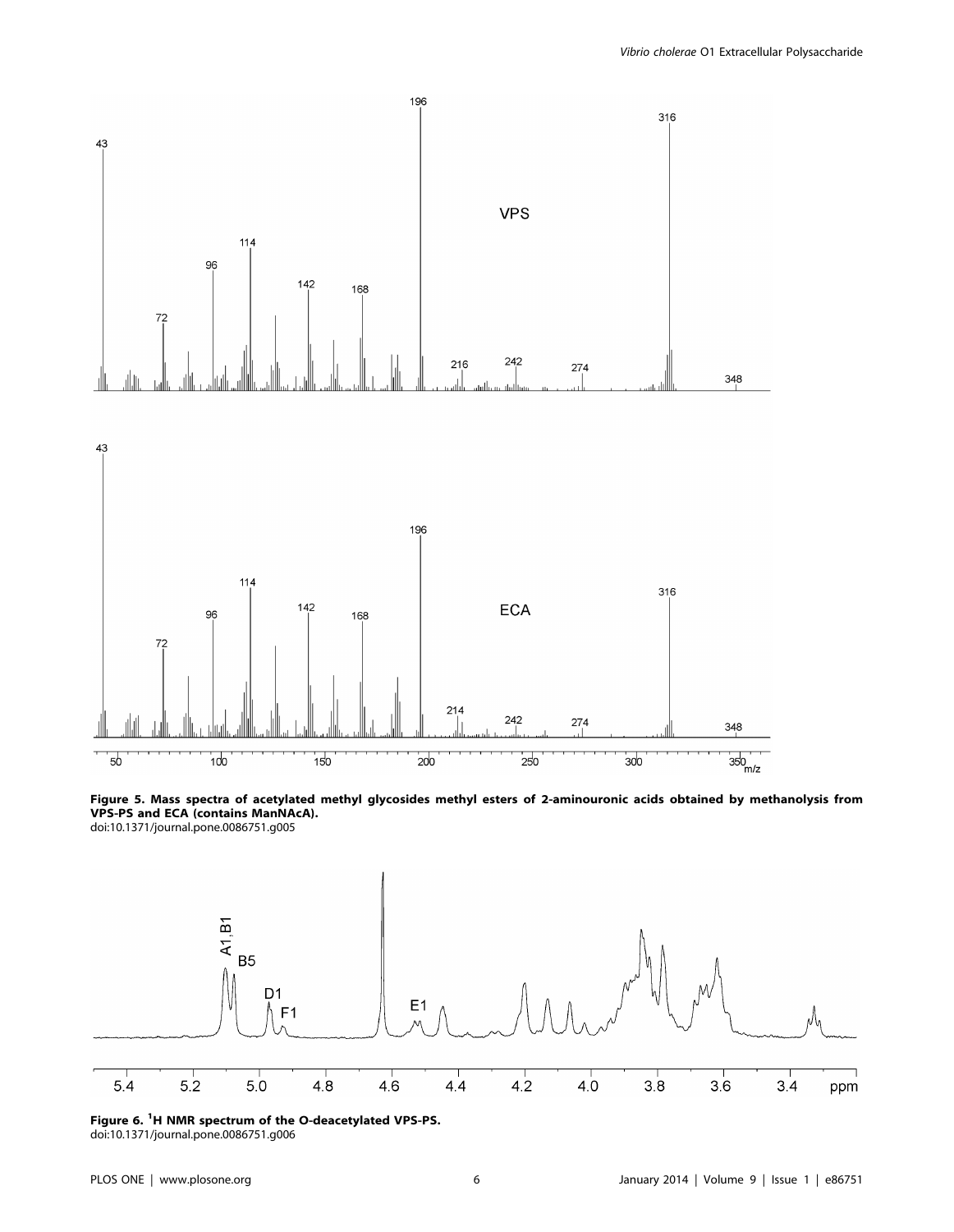**Figure 5. Mass spectra of acetylated methyl glycosides methyl esters of 2-aminouronic acids obtained by methanolysis from VPS-PS and ECA (contains ManNAcA).**
doi:10.1371/journal.pone.0086751.g005

**Figure 6. $^{1}$H NMR spectrum of the O-deacetylated VPS-PS.**
doi:10.1371/journal.pone.0086751.g006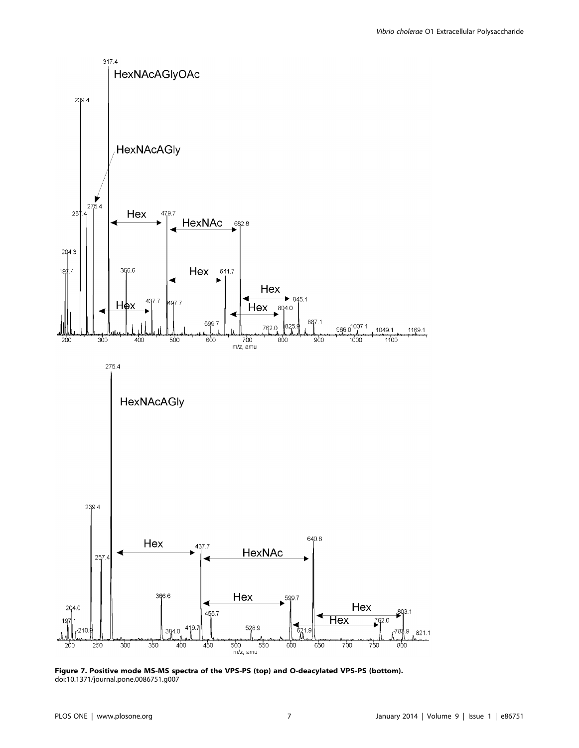**Figure 7. Positive mode MS-MS spectra of the VPS-PS (top) and O-deacylated VPS-PS (bottom).**
doi:10.1371/journal.pone.0086751.g007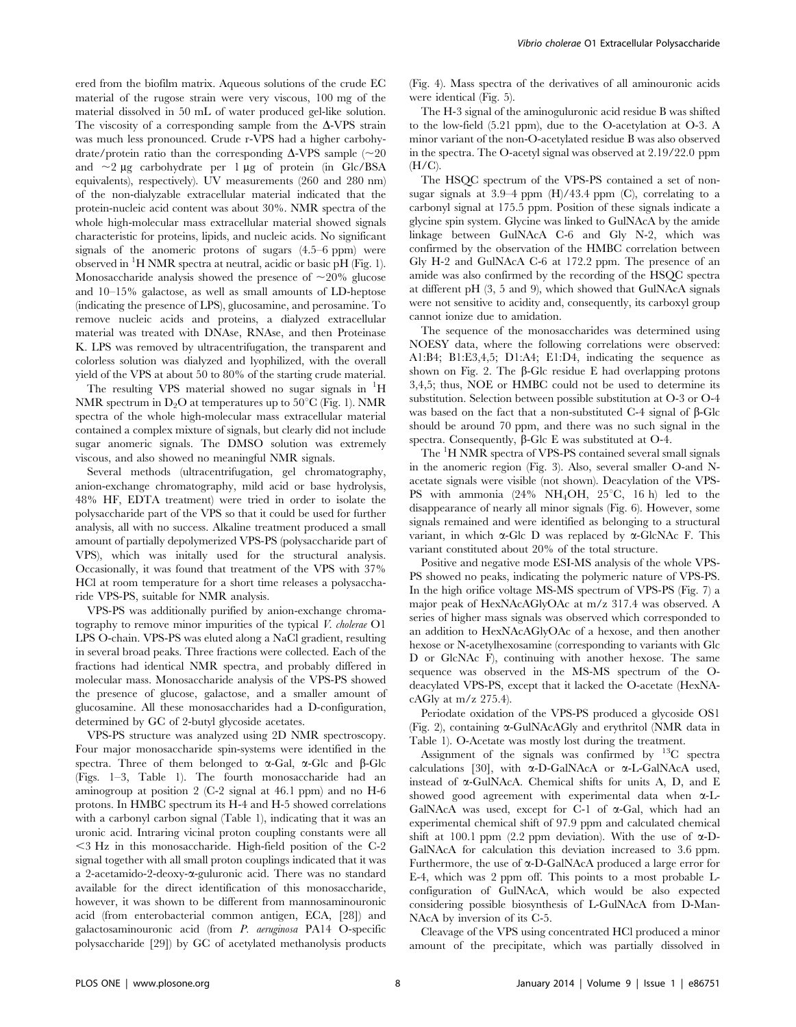ered from the biofilm matrix. Aqueous solutions of the crude EC material of the rugose strain were very viscous, 100 mg of the material dissolved in 50 mL of water produced gel-like solution. The viscosity of a corresponding sample from the Δ-VPS strain was much less pronounced. Crude r-VPS had a higher carbohydrate/protein ratio than the corresponding Δ-VPS sample (~20 and ~2 µg carbohydrate per 1 µg of protein (in Glc/BSA equivalents), respectively). UV measurements (260 and 280 nm) of the non-dialyzable extracellular material indicated that the protein-nucleic acid content was about 30%. NMR spectra of the whole high-molecular mass extracellular material showed signals characteristic for proteins, lipids, and nucleic acids. No significant signals of the anomeric protons of sugars (4.5–6 ppm) were observed in $^{1}$H NMR spectra at neutral, acidic or basic pH (Fig. 1). Monosaccharide analysis showed the presence of ~20% glucose and 10–15% galactose, as well as small amounts of LD-heptose (indicating the presence of LPS), glucosamine, and perosamine. To remove nucleic acids and proteins, a dialyzed extracellular material was treated with DNAse, RNAse, and then Proteinase K. LPS was removed by ultracentrifugation, the transparent and colorless solution was dialyzed and lyophilized, with the overall yield of the VPS at about 50 to 80% of the starting crude material.

The resulting VPS material showed no sugar signals in $^{1}$H NMR spectrum in $D_2O$ at temperatures up to 50°C (Fig. 1). NMR spectra of the whole high-molecular mass extracellular material contained a complex mixture of signals, but clearly did not include sugar anomeric signals. The DMSO solution was extremely viscous, and also showed no meaningful NMR signals.

Several methods (ultracentrifugation, gel chromatography, anion-exchange chromatography, mild acid or base hydrolysis, 48% HF, EDTA treatment) were tried in order to isolate the polysaccharide part of the VPS so that it could be used for further analysis, all with no success. Alkaline treatment produced a small amount of partially depolymerized VPS-PS (polysaccharide part of VPS), which was initally used for the structural analysis. Occasionally, it was found that treatment of the VPS with 37% HCl at room temperature for a short time releases a polysaccharide VPS-PS, suitable for NMR analysis.

VPS-PS was additionally purified by anion-exchange chromatography to remove minor impurities of the typical *V. cholerae* O1 LPS O-chain. VPS-PS was eluted along a NaCl gradient, resulting in several broad peaks. Three fractions were collected. Each of the fractions had identical NMR spectra, and probably differed in molecular mass. Monosaccharide analysis of the VPS-PS showed the presence of glucose, galactose, and a smaller amount of glucosamine. All these monosaccharides had a D-configuration, determined by GC of 2-butyl glycoside acetates.

VPS-PS structure was analyzed using 2D NMR spectroscopy. Four major monosaccharide spin-systems were identified in the spectra. Three of them belonged to α-Gal, α-Glc and β-Glc (Figs. 1–3, Table 1). The fourth monosaccharide had an aminogroup at position 2 (C-2 signal at 46.1 ppm) and no H-6 protons. In HMBC spectrum its H-4 and H-5 showed correlations with a carbonyl carbon signal (Table 1), indicating that it was an uronic acid. Intraring vicinal proton coupling constants were all <3 Hz in this monosaccharide. High-field position of the C-2 signal together with all small proton couplings indicated that it was a 2-acetamido-2-deoxy-α-guluronic acid. There was no standard available for the direct identification of this monosaccharide, however, it was shown to be different from mannosaminouronic acid (from enterobacterial common antigen, ECA, [28]) and galactosaminouronic acid (from *P. aeruginosa* PA14 O-specific polysaccharide [29]) by GC of acetylated methanolysis products (Fig. 4). Mass spectra of the derivatives of all aminouronic acids were identical (Fig. 5).

The H-3 signal of the aminoguluronic acid residue B was shifted to the low-field (5.21 ppm), due to the O-acetylation at O-3. A minor variant of the non-O-acetylated residue B was also observed in the spectra. The O-acetyl signal was observed at 2.19/22.0 ppm (H/C).

The HSQC spectrum of the VPS-PS contained a set of non-sugar signals at 3.9–4 ppm (H)/43.4 ppm (C), correlating to a carbonyl signal at 175.5 ppm. Position of these signals indicate a glycine spin system. Glycine was linked to GulNAcA by the amide linkage between GulNAcA C-6 and Gly N-2, which was confirmed by the observation of the HMBC correlation between Gly H-2 and GulNAcA C-6 at 172.2 ppm. The presence of an amide was also confirmed by the recording of the HSQC spectra at different pH (3, 5 and 9), which showed that GulNAcA signals were not sensitive to acidity and, consequently, its carboxyl group cannot ionize due to amidation.

The sequence of the monosaccharides was determined using NOESY data, where the following correlations were observed: A1:B4; B1:E3,4,5; D1:A4; E1:D4, indicating the sequence as shown on Fig. 2. The β-Glc residue E had overlapping protons 3,4,5; thus, NOE or HMBC could not be used to determine its substitution. Selection between possible substitution at O-3 or O-4 was based on the fact that a non-substituted C-4 signal of β-Glc should be around 70 ppm, and there was no such signal in the spectra. Consequently, β-Glc E was substituted at O-4.

The $^{1}$H NMR spectra of VPS-PS contained several small signals in the anomeric region (Fig. 3). Also, several smaller O-and N-acetate signals were visible (not shown). Deacylation of the VPS-PS with ammonia (24% $NH_4OH$, 25°C, 16 h) led to the disappearance of nearly all minor signals (Fig. 6). However, some signals remained and were identified as belonging to a structural variant, in which α-Glc D was replaced by α-GlcNAc F. This variant constituted about 20% of the total structure.

Positive and negative mode ESI-MS analysis of the whole VPS-PS showed no peaks, indicating the polymeric nature of VPS-PS. In the high orifice voltage MS-MS spectrum of VPS-PS (Fig. 7) a major peak of HexNAcAGlyOAc at m/z 317.4 was observed. A series of higher mass signals was observed which corresponded to an addition to HexNAcAGlyOAc of a hexose, and then another hexose or N-acetylhexosamine (corresponding to variants with Glc D or GlcNAc F), continuing with another hexose. The same sequence was observed in the MS-MS spectrum of the O-deacylated VPS-PS, except that it lacked the O-acetate (HexNAcAGly at m/z 275.4).

Periodate oxidation of the VPS-PS produced a glycoside OS1 (Fig. 2), containing α-GulNAcAGly and erythritol (NMR data in Table 1). O-Acetate was mostly lost during the treatment.

Assignment of the signals was confirmed by $^{13}$C spectra calculations [30], with α-D-GalNAcA or α-L-GalNAcA used, instead of α-GulNAcA. Chemical shifts for units A, D, and E showed good agreement with experimental data when α-L-GalNAcA was used, except for C-1 of α-Gal, which had an experimental chemical shift of 97.9 ppm and calculated chemical shift at 100.1 ppm (2.2 ppm deviation). With the use of α-D-GalNAcA for calculation this deviation increased to 3.6 ppm. Furthermore, the use of α-D-GalNAcA produced a large error for E-4, which was 2 ppm off. This points to a most probable L-configuration of GulNAcA, which would be also expected considering possible biosynthesis of L-GulNAcA from D-ManNAcA by inversion of its C-5.

Cleavage of the VPS using concentrated HCl produced a minor amount of the precipitate, which was partially dissolved in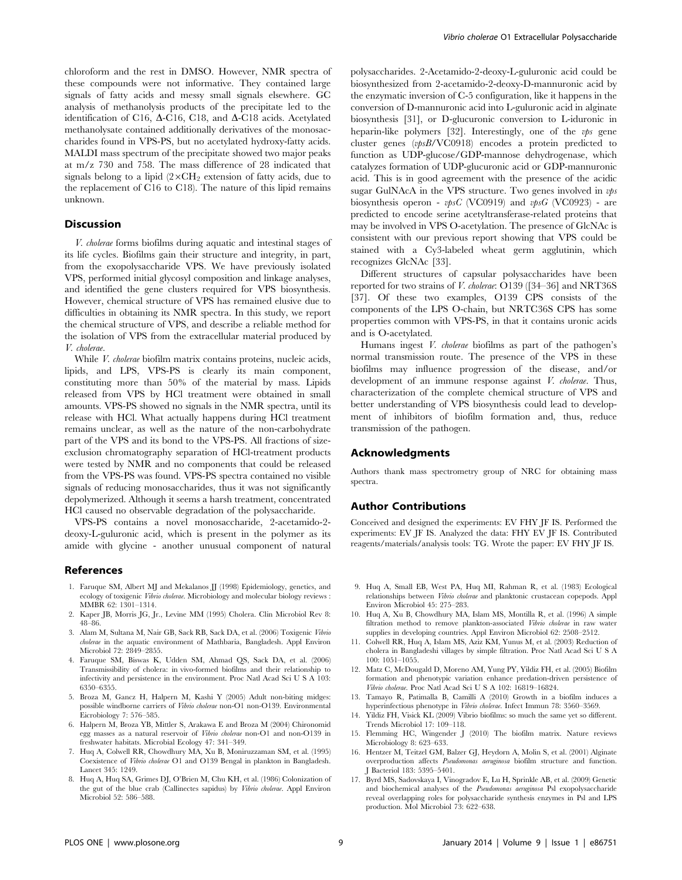chloroform and the rest in DMSO. However, NMR spectra of these compounds were not informative. They contained large signals of fatty acids and messy small signals elsewhere. GC analysis of methanolysis products of the precipitate led to the identification of C16, Δ-C16, C18, and Δ-C18 acids. Acetylated methanolysate contained additionally derivatives of the monosaccharides found in VPS-PS, but no acetylated hydroxy-fatty acids. MALDI mass spectrum of the precipitate showed two major peaks at m/z 730 and 758. The mass difference of 28 indicated that signals belong to a lipid ($2 \times CH_2$ extension of fatty acids, due to the replacement of C16 to C18). The nature of this lipid remains unknown.

## Discussion

*V. cholerae* forms biofilms during aquatic and intestinal stages of its life cycles. Biofilms gain their structure and integrity, in part, from the exopolysaccharide VPS. We have previously isolated VPS, performed initial glycosyl composition and linkage analyses, and identified the gene clusters required for VPS biosynthesis. However, chemical structure of VPS has remained elusive due to difficulties in obtaining its NMR spectra. In this study, we report the chemical structure of VPS, and describe a reliable method for the isolation of VPS from the extracellular material produced by *V. cholerae*.

While *V. cholerae* biofilm matrix contains proteins, nucleic acids, lipids, and LPS, VPS-PS is clearly its main component, constituting more than 50% of the material by mass. Lipids released from VPS by HCl treatment were obtained in small amounts. VPS-PS showed no signals in the NMR spectra, until its release with HCl. What actually happens during HCl treatment remains unclear, as well as the nature of the non-carbohydrate part of the VPS and its bond to the VPS-PS. All fractions of size-exclusion chromatography separation of HCl-treatment products were tested by NMR and no components that could be released from the VPS-PS was found. VPS-PS spectra contained no visible signals of reducing monosaccharides, thus it was not significantly depolymerized. Although it seems a harsh treatment, concentrated HCl caused no observable degradation of the polysaccharide.

VPS-PS contains a novel monosaccharide, 2-acetamido-2-deoxy-L-guluronic acid, which is present in the polymer as its amide with glycine - another unusual component of natural polysaccharides. 2-Acetamido-2-deoxy-L-guluronic acid could be biosynthesized from 2-acetamido-2-deoxy-D-mannuronic acid by the enzymatic inversion of C-5 configuration, like it happens in the conversion of D-mannuronic acid into L-guluronic acid in alginate biosynthesis [31], or D-glucuronic conversion to L-iduronic in heparin-like polymers [32]. Interestingly, one of the *vps* gene cluster genes (*vpsB*/VC0918) encodes a protein predicted to function as UDP-glucose/GDP-mannose dehydrogenase, which catalyzes formation of UDP-glucuronic acid or GDP-mannuronic acid. This is in good agreement with the presence of the acidic sugar GulNAcA in the VPS structure. Two genes involved in *vps* biosynthesis operon - *vpsC* (VC0919) and *vpsG* (VC0923) - are predicted to encode serine acetyltransferase-related proteins that may be involved in VPS O-acetylation. The presence of GlcNAc is consistent with our previous report showing that VPS could be stained with a Cy3-labeled wheat germ agglutinin, which recognizes GlcNAc [33].

Different structures of capsular polysaccharides have been reported for two strains of *V. cholerae*: O139 ([34–36] and NRT36S [37]. Of these two examples, O139 CPS consists of the components of the LPS O-chain, but NRTC36S CPS has some properties common with VPS-PS, in that it contains uronic acids and is O-acetylated.

Humans ingest *V. cholerae* biofilms as part of the pathogen's normal transmission route. The presence of the VPS in these biofilms may influence progression of the disease, and/or development of an immune response against *V. cholerae*. Thus, characterization of the complete chemical structure of VPS and better understanding of VPS biosynthesis could lead to development of inhibitors of biofilm formation and, thus, reduce transmission of the pathogen.

## Acknowledgments

Authors thank mass spectrometry group of NRC for obtaining mass spectra.

## Author Contributions

Conceived and designed the experiments: EV FHY JF IS. Performed the experiments: EV JF IS. Analyzed the data: FHY EV JF IS. Contributed reagents/materials/analysis tools: TG. Wrote the paper: EV FHY JF IS.

## References

1. Faruque SM, Albert MJ and Mekalanos JJ (1998) Epidemiology, genetics, and ecology of toxigenic *Vibrio cholerae*. Microbiology and molecular biology reviews : MMBR 62: 1301–1314.
2. Kaper JB, Morris JG, Jr., Levine MM (1995) Cholera. Clin Microbiol Rev 8: 48–86.
3. Alam M, Sultana M, Nair GB, Sack RB, Sack DA, et al. (2006) Toxigenic *Vibrio cholerae* in the aquatic environment of Mathbaria, Bangladesh. Appl Environ Microbiol 72: 2849–2855.
4. Faruque SM, Biswas K, Udden SM, Ahmad QS, Sack DA, et al. (2006) Transmissibility of cholera: in vivo-formed biofilms and their relationship to infectivity and persistence in the environment. Proc Natl Acad Sci U S A 103: 6350–6355.
5. Broza M, Gancz H, Halpern M, Kashi Y (2005) Adult non-biting midges: possible windborne carriers of *Vibrio cholerae* non-O1 non-O139. Environmental Eicrobiology 7: 576–585.
6. Halpern M, Broza YB, Mittler S, Arakawa E and Broza M (2004) Chironomid egg masses as a natural reservoir of *Vibrio cholerae* non-O1 and non-O139 in freshwater habitats. Microbial Ecology 47: 341–349.
7. Huq A, Colwell RR, Chowdhury MA, Xu B, Moniruzzaman SM, et al. (1995) Coexistence of *Vibrio cholerae* O1 and O139 Bengal in plankton in Bangladesh. Lancet 345: 1249.
8. Huq A, Huq SA, Grimes DJ, O'Brien M, Chu KH, et al. (1986) Colonization of the gut of the blue crab (Callinectes sapidus) by *Vibrio cholerae*. Appl Environ Microbiol 52: 586–588.
9. Huq A, Small EB, West PA, Huq MI, Rahman R, et al. (1983) Ecological relationships between *Vibrio cholerae* and planktonic crustacean copepods. Appl Environ Microbiol 45: 275–283.
10. Huq A, Xu B, Chowdhury MA, Islam MS, Montilla R, et al. (1996) A simple filtration method to remove plankton-associated *Vibrio cholerae* in raw water supplies in developing countries. Appl Environ Microbiol 62: 2508–2512.
11. Colwell RR, Huq A, Islam MS, Aziz KM, Yunus M, et al. (2003) Reduction of cholera in Bangladeshi villages by simple filtration. Proc Natl Acad Sci U S A 100: 1051–1055.
12. Matz C, McDougald D, Moreno AM, Yung PY, Yildiz FH, et al. (2005) Biofilm formation and phenotypic variation enhance predation-driven persistence of *Vibrio cholerae*. Proc Natl Acad Sci U S A 102: 16819–16824.
13. Tamayo R, Patimalla B, Camilli A (2010) Growth in a biofilm induces a hyperinfectious phenotype in *Vibrio cholerae*. Infect Immun 78: 3560–3569.
14. Yildiz FH, Visick KL (2009) Vibrio biofilms: so much the same yet so different. Trends Microbiol 17: 109–118.
15. Flemming HC, Wingender J (2010) The biofilm matrix. Nature reviews Microbiology 8: 623–633.
16. Hentzer M, Teitzel GM, Balzer GJ, Heydorn A, Molin S, et al. (2001) Alginate overproduction affects *Pseudomonas aeruginosa* biofilm structure and function. J Bacteriol 183: 5395–5401.
17. Byrd MS, Sadovskaya I, Vinogradov E, Lu H, Sprinkle AB, et al. (2009) Genetic and biochemical analyses of the *Pseudomonas aeruginosa* Psl exopolysaccharide reveal overlapping roles for polysaccharide synthesis enzymes in Psl and LPS production. Mol Microbiol 73: 622–638.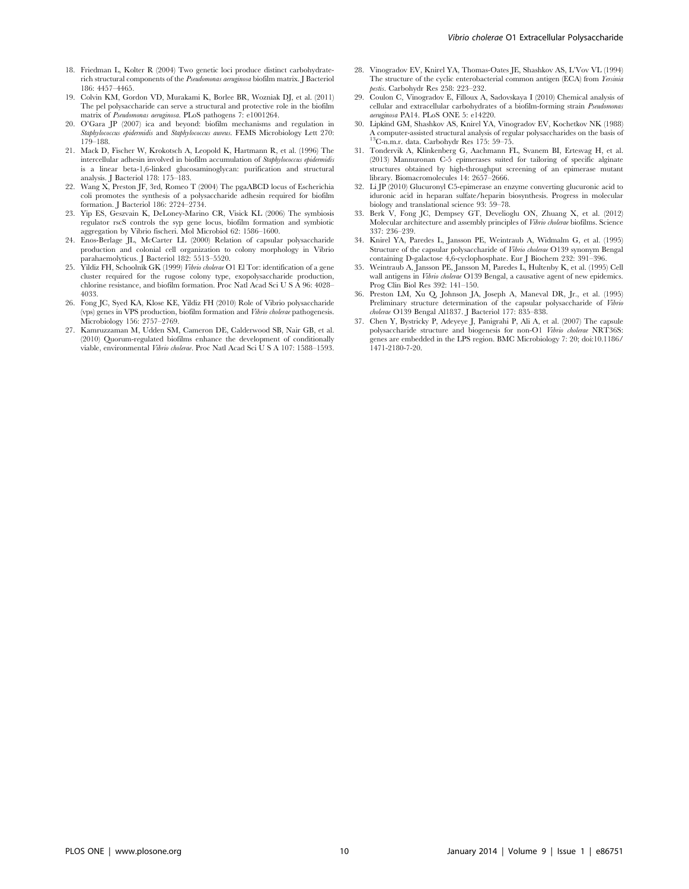18. Friedman L, Kolter R (2004) Two genetic loci produce distinct carbohydrate-rich structural components of the *Pseudomonas aeruginosa* biofilm matrix. J Bacteriol 186: 4457–4465.
19. Colvin KM, Gordon VD, Murakami K, Borlee BR, Wozniak DJ, et al. (2011) The pel polysaccharide can serve a structural and protective role in the biofilm matrix of *Pseudomonas aeruginosa*. PLoS pathogens 7: e1001264.
20. O'Gara JP (2007) ica and beyond: biofilm mechanisms and regulation in *Staphylococcus epidermidis* and *Staphylococcus aureus*. FEMS Microbiology Lett 270: 179–188.
21. Mack D, Fischer W, Krokotsch A, Leopold K, Hartmann R, et al. (1996) The intercellular adhesin involved in biofilm accumulation of *Staphylococcus epidermidis* is a linear beta-1,6-linked glucosaminoglycan: purification and structural analysis. J Bacteriol 178: 175–183.
22. Wang X, Preston JF, 3rd, Romeo T (2004) The pgaABCD locus of Escherichia coli promotes the synthesis of a polysaccharide adhesin required for biofilm formation. J Bacteriol 186: 2724–2734.
23. Yip ES, Geszvain K, DeLoney-Marino CR, Visick KL (2006) The symbiosis regulator rscS controls the syp gene locus, biofilm formation and symbiotic aggregation by Vibrio fischeri. Mol Microbiol 62: 1586–1600.
24. Enos-Berlage JL, McCarter LL (2000) Relation of capsular polysaccharide production and colonial cell organization to colony morphology in Vibrio parahaemolyticus. J Bacteriol 182: 5513–5520.
25. Yildiz FH, Schoolnik GK (1999) *Vibrio cholerae* O1 El Tor: identification of a gene cluster required for the rugose colony type, exopolysaccharide production, chlorine resistance, and biofilm formation. Proc Natl Acad Sci U S A 96: 4028–4033.
26. Fong JC, Syed KA, Klose KE, Yildiz FH (2010) Role of Vibrio polysaccharide (vps) genes in VPS production, biofilm formation and *Vibrio cholerae* pathogenesis. Microbiology 156: 2757–2769.
27. Kamruzzaman M, Udden SM, Cameron DE, Calderwood SB, Nair GB, et al. (2010) Quorum-regulated biofilms enhance the development of conditionally viable, environmental *Vibrio cholerae*. Proc Natl Acad Sci U S A 107: 1588–1593.
28. Vinogradov EV, Knirel YA, Thomas-Oates JE, Shashkov AS, L'Vov VL (1994) The structure of the cyclic enterobacterial common antigen (ECA) from *Yersinia pestis*. Carbohydr Res 258: 223–232.
29. Coulon C, Vinogradov E, Filloux A, Sadovskaya I (2010) Chemical analysis of cellular and extracellular carbohydrates of a biofilm-forming strain *Pseudomonas aeruginosa* PA14. PLoS ONE 5: e14220.
30. Lipkind GM, Shashkov AS, Knirel YA, Vinogradov EV, Kochetkov NK (1988) A computer-assisted structural analysis of regular polysaccharides on the basis of $^{13}$C-n.m.r. data. Carbohydr Res 175: 59–75.
31. Tondervik A, Klinkenberg G, Aachmann FL, Svanem BI, Ertesvag H, et al. (2013) Mannuronan C-5 epimerases suited for tailoring of specific alginate structures obtained by high-throughput screening of an epimerase mutant library. Biomacromolecules 14: 2657–2666.
32. Li JP (2010) Glucuronyl C5-epimerase an enzyme converting glucuronic acid to iduronic acid in heparan sulfate/heparin biosynthesis. Progress in molecular biology and translational science 93: 59–78.
33. Berk V, Fong JC, Dempsey GT, Develioglu ON, Zhuang X, et al. (2012) Molecular architecture and assembly principles of *Vibrio cholerae* biofilms. Science 337: 236–239.
34. Knirel YA, Paredes L, Jansson PE, Weintraub A, Widmalm G, et al. (1995) Structure of the capsular polysaccharide of *Vibrio cholerae* O139 synonym Bengal containing D-galactose 4,6-cyclophosphate. Eur J Biochem 232: 391–396.
35. Weintraub A, Jansson PE, Jansson M, Paredes L, Hultenby K, et al. (1995) Cell wall antigens in *Vibrio cholerae* O139 Bengal, a causative agent of new epidemics. Prog Clin Biol Res 392: 141–150.
36. Preston LM, Xu Q, Johnson JA, Joseph A, Maneval DR, Jr., et al. (1995) Preliminary structure determination of the capsular polysaccharide of *Vibrio cholerae* O139 Bengal Al1837. J Bacteriol 177: 835–838.
37. Chen Y, Bystricky P, Adeyeye J, Panigrahi P, Ali A, et al. (2007) The capsule polysaccharide structure and biogenesis for non-O1 *Vibrio cholerae* NRT36S: genes are embedded in the LPS region. BMC Microbiology 7: 20; doi:10.1186/1471-2180-7-20.